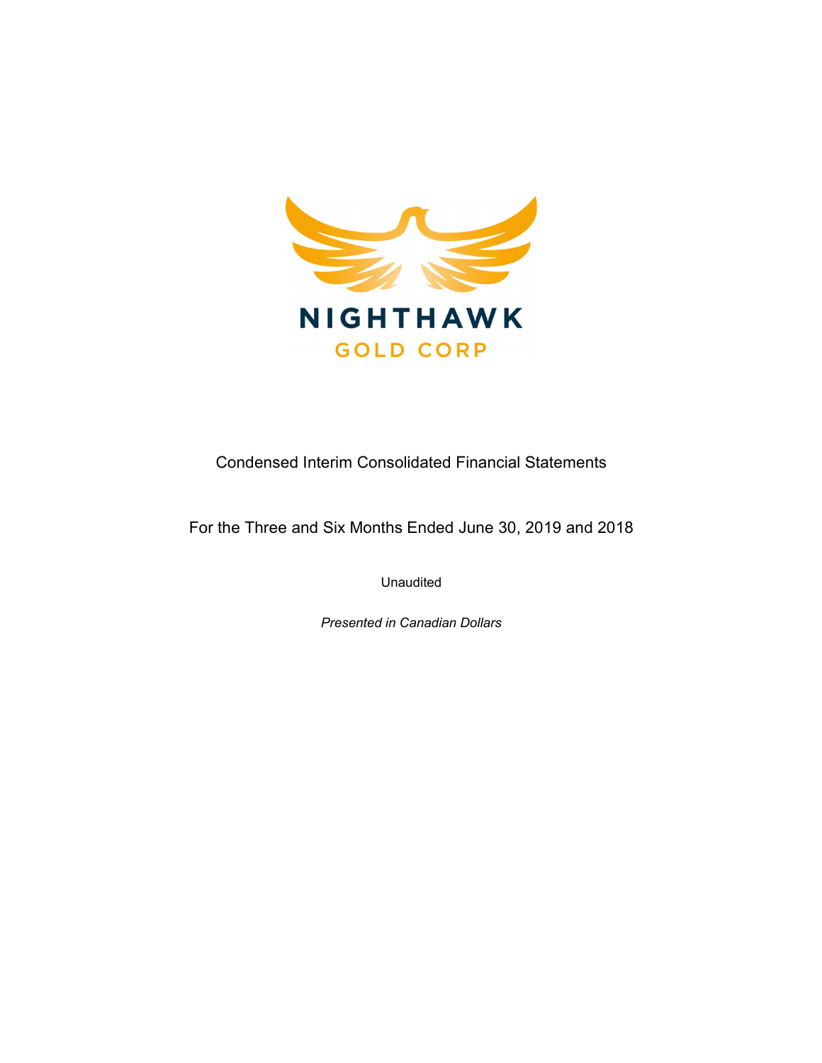NIGHTHAWK

GOLD CORP

Condensed Interim Consolidated Financial Statements

For the Three and Six Months Ended June 30, 2019 and 2018

Unaudited

*Presented in Canadian Dollars*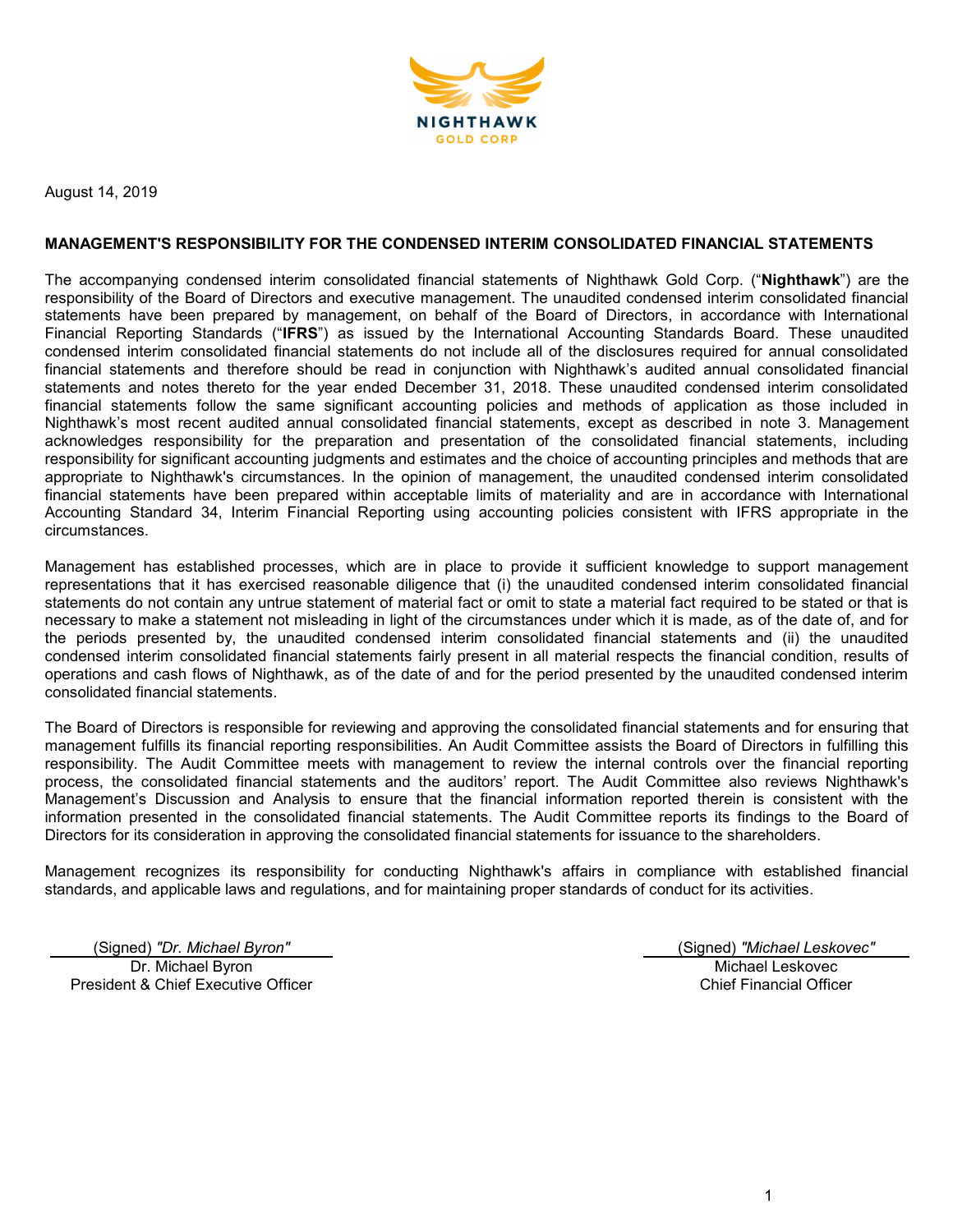August 14, 2019

**MANAGEMENT'S RESPONSIBILITY FOR THE CONDENSED INTERIM CONSOLIDATED FINANCIAL STATEMENTS**

The accompanying condensed interim consolidated financial statements of Nighthawk Gold Corp. ("**Nighthawk**") are the responsibility of the Board of Directors and executive management. The unaudited condensed interim consolidated financial statements have been prepared by management, on behalf of the Board of Directors, in accordance with International Financial Reporting Standards ("**IFRS**") as issued by the International Accounting Standards Board. These unaudited condensed interim consolidated financial statements do not include all of the disclosures required for annual consolidated financial statements and therefore should be read in conjunction with Nighthawk's audited annual consolidated financial statements and notes thereto for the year ended December 31, 2018. These unaudited condensed interim consolidated financial statements follow the same significant accounting policies and methods of application as those included in Nighthawk's most recent audited annual consolidated financial statements, except as described in note 3. Management acknowledges responsibility for the preparation and presentation of the consolidated financial statements, including responsibility for significant accounting judgments and estimates and the choice of accounting principles and methods that are appropriate to Nighthawk's circumstances. In the opinion of management, the unaudited condensed interim consolidated financial statements have been prepared within acceptable limits of materiality and are in accordance with International Accounting Standard 34, Interim Financial Reporting using accounting policies consistent with IFRS appropriate in the circumstances.

Management has established processes, which are in place to provide it sufficient knowledge to support management representations that it has exercised reasonable diligence that (i) the unaudited condensed interim consolidated financial statements do not contain any untrue statement of material fact or omit to state a material fact required to be stated or that is necessary to make a statement not misleading in light of the circumstances under which it is made, as of the date of, and for the periods presented by, the unaudited condensed interim consolidated financial statements and (ii) the unaudited condensed interim consolidated financial statements fairly present in all material respects the financial condition, results of operations and cash flows of Nighthawk, as of the date of and for the period presented by the unaudited condensed interim consolidated financial statements.

The Board of Directors is responsible for reviewing and approving the consolidated financial statements and for ensuring that management fulfills its financial reporting responsibilities. An Audit Committee assists the Board of Directors in fulfilling this responsibility. The Audit Committee meets with management to review the internal controls over the financial reporting process, the consolidated financial statements and the auditors' report. The Audit Committee also reviews Nighthawk's Management's Discussion and Analysis to ensure that the financial information reported therein is consistent with the information presented in the consolidated financial statements. The Audit Committee reports its findings to the Board of Directors for its consideration in approving the consolidated financial statements for issuance to the shareholders.

Management recognizes its responsibility for conducting Nighthawk's affairs in compliance with established financial standards, and applicable laws and regulations, and for maintaining proper standards of conduct for its activities.

(Signed) *"Dr. Michael Byron"*
Dr. Michael Byron
President & Chief Executive Officer

(Signed) *"Michael Leskovec"*
Michael Leskovec
Chief Financial Officer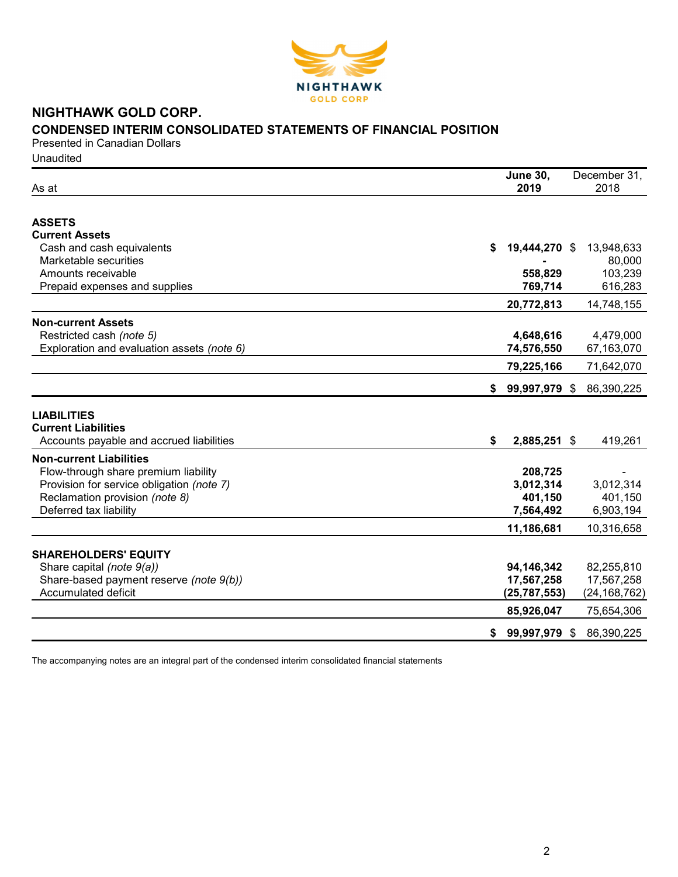# NIGHTHAWK GOLD CORP.

## CONDENSED INTERIM CONSOLIDATED STATEMENTS OF FINANCIAL POSITION

Presented in Canadian Dollars

Unaudited

| As at | June 30, 2019 | December 31, 2018 |
|---|---|---|
| **ASSETS** | | |
| **Current Assets** | | |
| Cash and cash equivalents | **$ 19,444,270** | $ 13,948,633 |
| Marketable securities | **-** | 80,000 |
| Amounts receivable | **558,829** | 103,239 |
| Prepaid expenses and supplies | **769,714** | 616,283 |
| | **20,772,813** | 14,748,155 |
| **Non-current Assets** | | |
| Restricted cash *(note 5)* | **4,648,616** | 4,479,000 |
| Exploration and evaluation assets *(note 6)* | **74,576,550** | 67,163,070 |
| | **79,225,166** | 71,642,070 |
| | **$ 99,997,979** | $ 86,390,225 |
| **LIABILITIES** | | |
| **Current Liabilities** | | |
| Accounts payable and accrued liabilities | **$ 2,885,251** | $ 419,261 |
| **Non-current Liabilities** | | |
| Flow-through share premium liability | **208,725** | - |
| Provision for service obligation *(note 7)* | **3,012,314** | 3,012,314 |
| Reclamation provision *(note 8)* | **401,150** | 401,150 |
| Deferred tax liability | **7,564,492** | 6,903,194 |
| | **11,186,681** | 10,316,658 |
| **SHAREHOLDERS' EQUITY** | | |
| Share capital *(note 9(a))* | **94,146,342** | 82,255,810 |
| Share-based payment reserve *(note 9(b))* | **17,567,258** | 17,567,258 |
| Accumulated deficit | **(25,787,553)** | (24,168,762) |
| | **85,926,047** | 75,654,306 |
| | **$ 99,997,979** | $ 86,390,225 |

The accompanying notes are an integral part of the condensed interim consolidated financial statements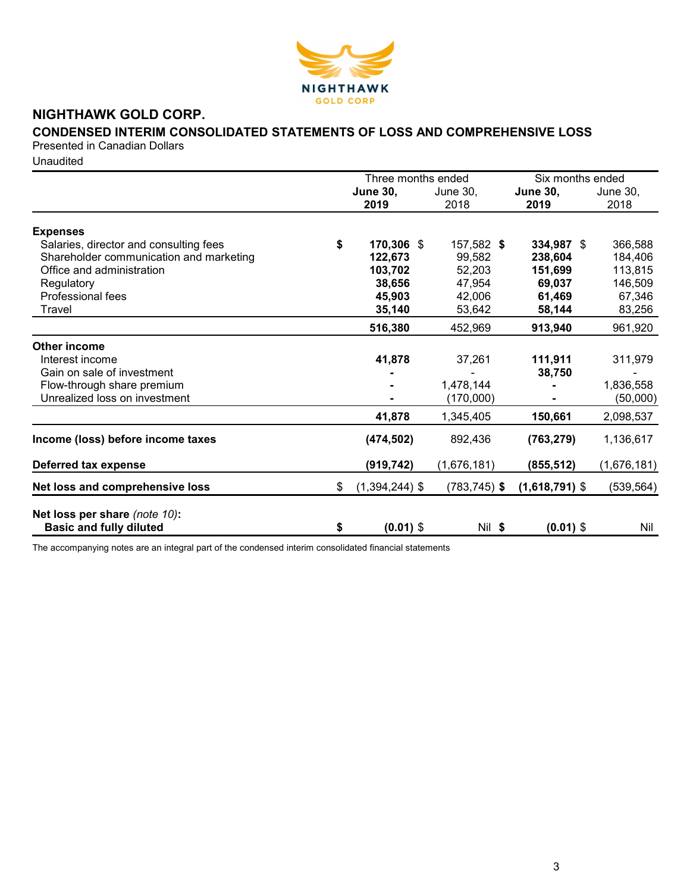# NIGHTHAWK GOLD CORP.

## CONDENSED INTERIM CONSOLIDATED STATEMENTS OF LOSS AND COMPREHENSIVE LOSS

Presented in Canadian Dollars

Unaudited

| | Three months ended | | Six months ended | |
|---|---|---|---|---|
| | **June 30, 2019** | June 30, 2018 | **June 30, 2019** | June 30, 2018 |
| **Expenses** | | | | |
| Salaries, director and consulting fees | **$ 170,306** | $ 157,582 | **$ 334,987** | $ 366,588 |
| Shareholder communication and marketing | **122,673** | 99,582 | **238,604** | 184,406 |
| Office and administration | **103,702** | 52,203 | **151,699** | 113,815 |
| Regulatory | **38,656** | 47,954 | **69,037** | 146,509 |
| Professional fees | **45,903** | 42,006 | **61,469** | 67,346 |
| Travel | **35,140** | 53,642 | **58,144** | 83,256 |
| | **516,380** | 452,969 | **913,940** | 961,920 |
| **Other income** | | | | |
| Interest income | **41,878** | 37,261 | **111,911** | 311,979 |
| Gain on sale of investment | **-** | - | **38,750** | - |
| Flow-through share premium | **-** | 1,478,144 | **-** | 1,836,558 |
| Unrealized loss on investment | **-** | (170,000) | **-** | (50,000) |
| | **41,878** | 1,345,405 | **150,661** | 2,098,537 |
| **Income (loss) before income taxes** | **(474,502)** | 892,436 | **(763,279)** | 1,136,617 |
| **Deferred tax expense** | **(919,742)** | (1,676,181) | **(855,512)** | (1,676,181) |
| **Net loss and comprehensive loss** | $ **(1,394,244)** | $ (783,745) | **$ (1,618,791)** | $ (539,564) |
| **Net loss per share** *(note 10)*: **Basic and fully diluted** | **$ (0.01)** | $ Nil | **$ (0.01)** | $ Nil |

The accompanying notes are an integral part of the condensed interim consolidated financial statements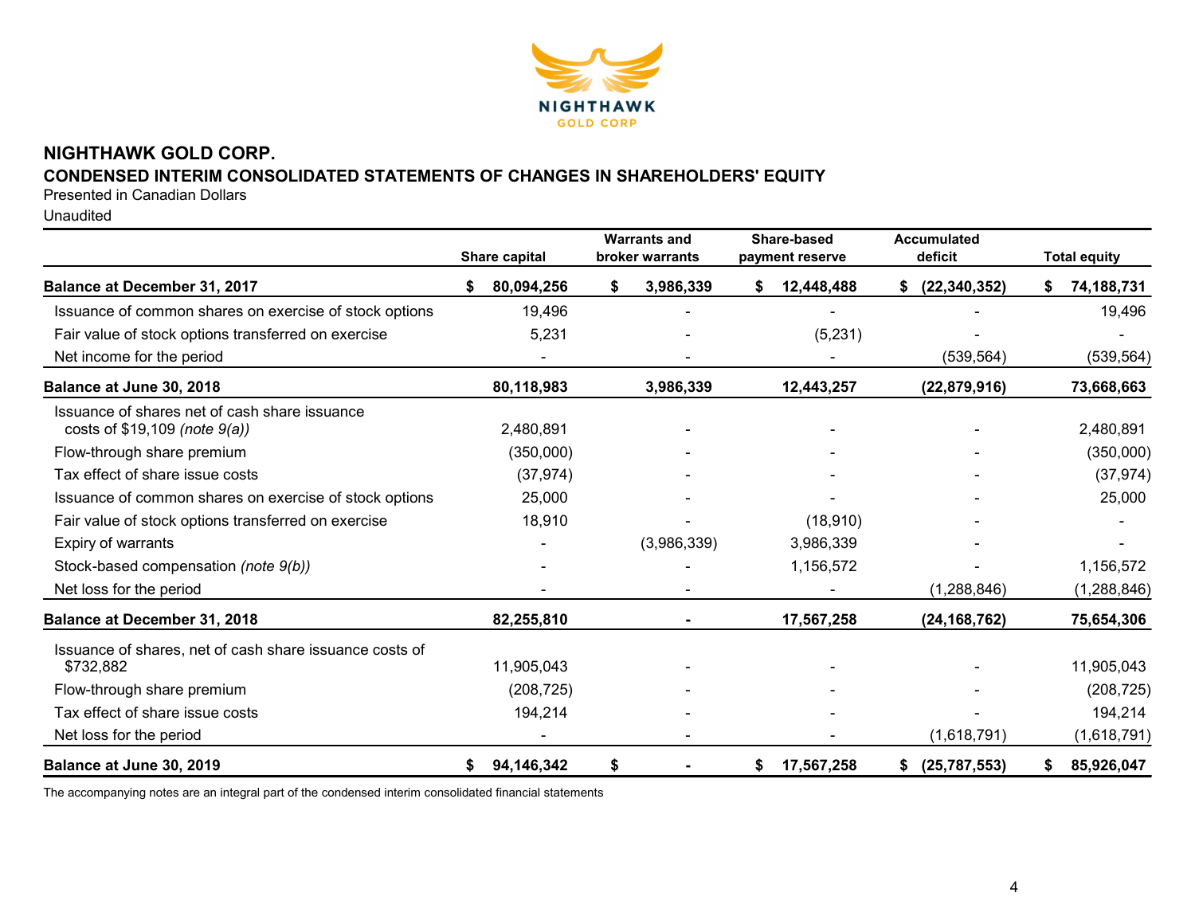# NIGHTHAWK GOLD CORP.

## CONDENSED INTERIM CONSOLIDATED STATEMENTS OF CHANGES IN SHAREHOLDERS' EQUITY

Presented in Canadian Dollars

Unaudited

| | Share capital | Warrants and broker warrants | Share-based payment reserve | Accumulated deficit | Total equity |
|---|---|---|---|---|---|
| **Balance at December 31, 2017** | **$ 80,094,256** | **$ 3,986,339** | **$ 12,448,488** | **$ (22,340,352)** | **$ 74,188,731** |
| Issuance of common shares on exercise of stock options | 19,496 | - | - | - | 19,496 |
| Fair value of stock options transferred on exercise | 5,231 | - | (5,231) | - | - |
| Net income for the period | - | - | - | (539,564) | (539,564) |
| **Balance at June 30, 2018** | **80,118,983** | **3,986,339** | **12,443,257** | **(22,879,916)** | **73,668,663** |
| Issuance of shares net of cash share issuance costs of $19,109 *(note 9(a))* | 2,480,891 | - | - | - | 2,480,891 |
| Flow-through share premium | (350,000) | - | - | - | (350,000) |
| Tax effect of share issue costs | (37,974) | - | - | - | (37,974) |
| Issuance of common shares on exercise of stock options | 25,000 | - | - | - | 25,000 |
| Fair value of stock options transferred on exercise | 18,910 | - | (18,910) | - | - |
| Expiry of warrants | - | (3,986,339) | 3,986,339 | - | - |
| Stock-based compensation *(note 9(b))* | - | - | 1,156,572 | - | 1,156,572 |
| Net loss for the period | - | - | - | (1,288,846) | (1,288,846) |
| **Balance at December 31, 2018** | **82,255,810** | **-** | **17,567,258** | **(24,168,762)** | **75,654,306** |
| Issuance of shares, net of cash share issuance costs of $732,882 | 11,905,043 | - | - | - | 11,905,043 |
| Flow-through share premium | (208,725) | - | - | - | (208,725) |
| Tax effect of share issue costs | 194,214 | - | - | - | 194,214 |
| Net loss for the period | - | - | - | (1,618,791) | (1,618,791) |
| **Balance at June 30, 2019** | **$ 94,146,342** | **$ -** | **$ 17,567,258** | **$ (25,787,553)** | **$ 85,926,047** |

The accompanying notes are an integral part of the condensed interim consolidated financial statements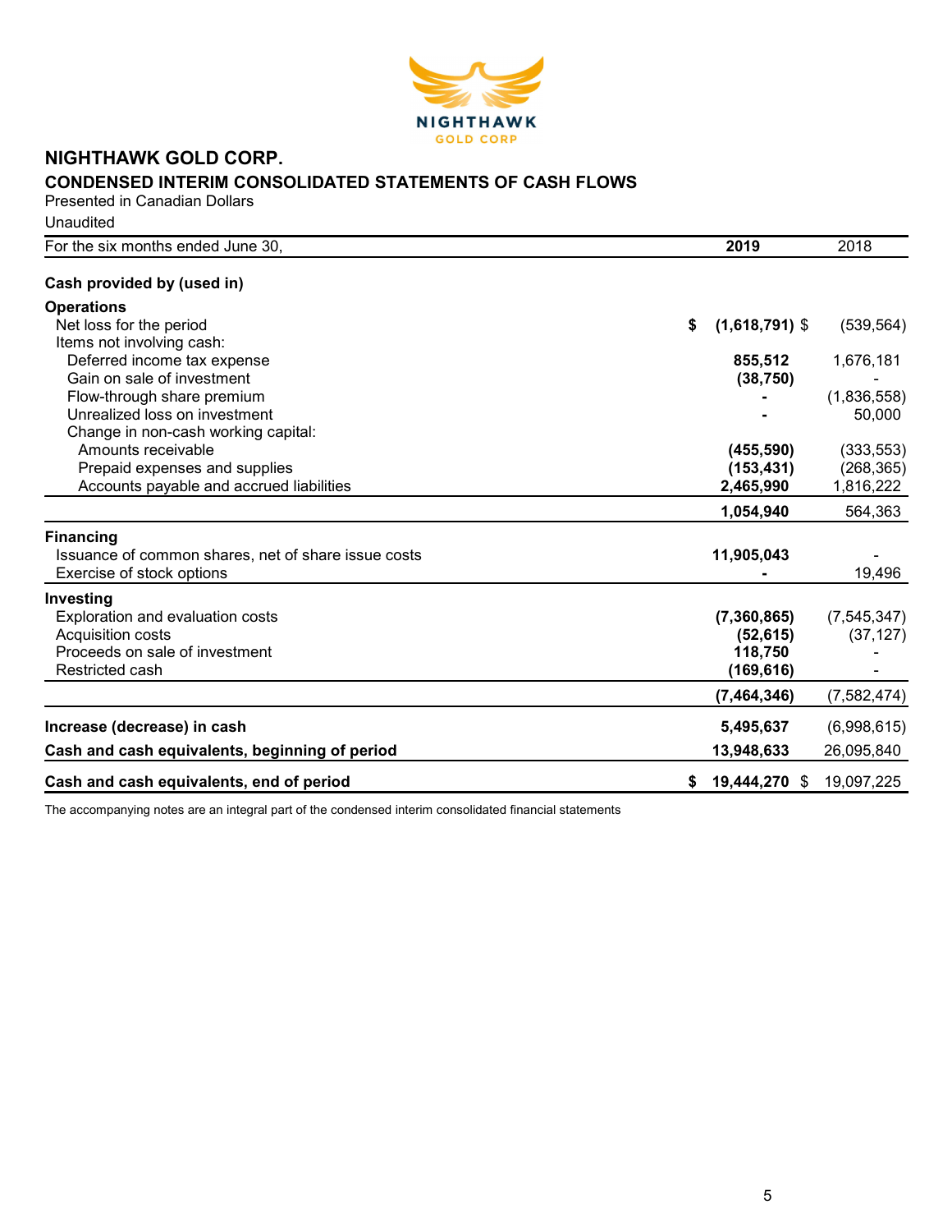# NIGHTHAWK GOLD CORP.

## CONDENSED INTERIM CONSOLIDATED STATEMENTS OF CASH FLOWS

Presented in Canadian Dollars

Unaudited

| For the six months ended June 30, | 2019 | 2018 |
|---|---|---|
| **Cash provided by (used in)** | | |
| **Operations** | | |
| Net loss for the period | **$ (1,618,791)** | $ (539,564) |
| Items not involving cash: | | |
| Deferred income tax expense | **855,512** | 1,676,181 |
| Gain on sale of investment | **(38,750)** | - |
| Flow-through share premium | **-** | (1,836,558) |
| Unrealized loss on investment | **-** | 50,000 |
| Change in non-cash working capital: | | |
| Amounts receivable | **(455,590)** | (333,553) |
| Prepaid expenses and supplies | **(153,431)** | (268,365) |
| Accounts payable and accrued liabilities | **2,465,990** | 1,816,222 |
| | **1,054,940** | 564,363 |
| **Financing** | | |
| Issuance of common shares, net of share issue costs | **11,905,043** | - |
| Exercise of stock options | **-** | 19,496 |
| **Investing** | | |
| Exploration and evaluation costs | **(7,360,865)** | (7,545,347) |
| Acquisition costs | **(52,615)** | (37,127) |
| Proceeds on sale of investment | **118,750** | - |
| Restricted cash | **(169,616)** | - |
| | **(7,464,346)** | (7,582,474) |
| **Increase (decrease) in cash** | **5,495,637** | (6,998,615) |
| **Cash and cash equivalents, beginning of period** | **13,948,633** | 26,095,840 |
| **Cash and cash equivalents, end of period** | **$ 19,444,270** | $ 19,097,225 |

The accompanying notes are an integral part of the condensed interim consolidated financial statements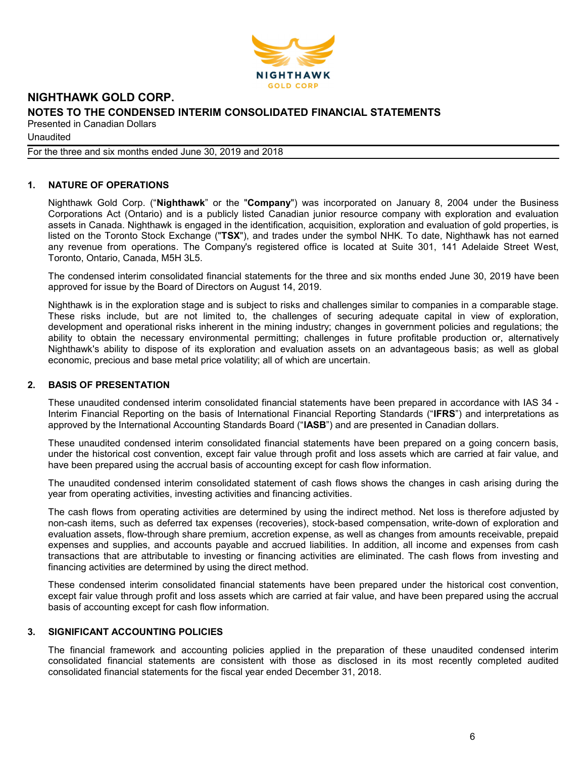# NIGHTHAWK GOLD CORP.

## NOTES TO THE CONDENSED INTERIM CONSOLIDATED FINANCIAL STATEMENTS

Presented in Canadian Dollars

Unaudited

For the three and six months ended June 30, 2019 and 2018

### 1. NATURE OF OPERATIONS

Nighthawk Gold Corp. ("**Nighthawk**" or the "**Company**") was incorporated on January 8, 2004 under the Business Corporations Act (Ontario) and is a publicly listed Canadian junior resource company with exploration and evaluation assets in Canada. Nighthawk is engaged in the identification, acquisition, exploration and evaluation of gold properties, is listed on the Toronto Stock Exchange ("**TSX**"), and trades under the symbol NHK. To date, Nighthawk has not earned any revenue from operations. The Company's registered office is located at Suite 301, 141 Adelaide Street West, Toronto, Ontario, Canada, M5H 3L5.

The condensed interim consolidated financial statements for the three and six months ended June 30, 2019 have been approved for issue by the Board of Directors on August 14, 2019.

Nighthawk is in the exploration stage and is subject to risks and challenges similar to companies in a comparable stage. These risks include, but are not limited to, the challenges of securing adequate capital in view of exploration, development and operational risks inherent in the mining industry; changes in government policies and regulations; the ability to obtain the necessary environmental permitting; challenges in future profitable production or, alternatively Nighthawk's ability to dispose of its exploration and evaluation assets on an advantageous basis; as well as global economic, precious and base metal price volatility; all of which are uncertain.

### 2. BASIS OF PRESENTATION

These unaudited condensed interim consolidated financial statements have been prepared in accordance with IAS 34 - Interim Financial Reporting on the basis of International Financial Reporting Standards ("**IFRS**") and interpretations as approved by the International Accounting Standards Board ("**IASB**") and are presented in Canadian dollars.

These unaudited condensed interim consolidated financial statements have been prepared on a going concern basis, under the historical cost convention, except fair value through profit and loss assets which are carried at fair value, and have been prepared using the accrual basis of accounting except for cash flow information.

The unaudited condensed interim consolidated statement of cash flows shows the changes in cash arising during the year from operating activities, investing activities and financing activities.

The cash flows from operating activities are determined by using the indirect method. Net loss is therefore adjusted by non-cash items, such as deferred tax expenses (recoveries), stock-based compensation, write-down of exploration and evaluation assets, flow-through share premium, accretion expense, as well as changes from amounts receivable, prepaid expenses and supplies, and accounts payable and accrued liabilities. In addition, all income and expenses from cash transactions that are attributable to investing or financing activities are eliminated. The cash flows from investing and financing activities are determined by using the direct method.

These condensed interim consolidated financial statements have been prepared under the historical cost convention, except fair value through profit and loss assets which are carried at fair value, and have been prepared using the accrual basis of accounting except for cash flow information.

### 3. SIGNIFICANT ACCOUNTING POLICIES

The financial framework and accounting policies applied in the preparation of these unaudited condensed interim consolidated financial statements are consistent with those as disclosed in its most recently completed audited consolidated financial statements for the fiscal year ended December 31, 2018.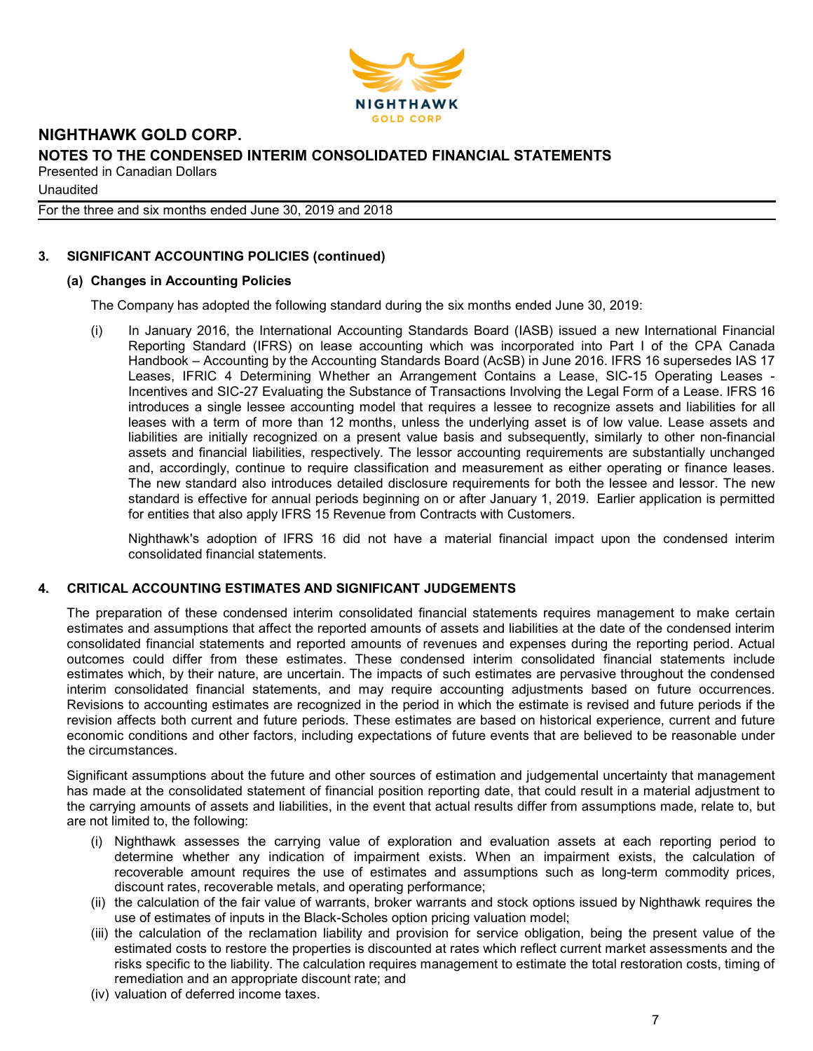## 3. SIGNIFICANT ACCOUNTING POLICIES (continued)

### (a) Changes in Accounting Policies

The Company has adopted the following standard during the six months ended June 30, 2019:

(i) In January 2016, the International Accounting Standards Board (IASB) issued a new International Financial Reporting Standard (IFRS) on lease accounting which was incorporated into Part I of the CPA Canada Handbook – Accounting by the Accounting Standards Board (AcSB) in June 2016. IFRS 16 supersedes IAS 17 Leases, IFRIC 4 Determining Whether an Arrangement Contains a Lease, SIC-15 Operating Leases - Incentives and SIC-27 Evaluating the Substance of Transactions Involving the Legal Form of a Lease. IFRS 16 introduces a single lessee accounting model that requires a lessee to recognize assets and liabilities for all leases with a term of more than 12 months, unless the underlying asset is of low value. Lease assets and liabilities are initially recognized on a present value basis and subsequently, similarly to other non-financial assets and financial liabilities, respectively. The lessor accounting requirements are substantially unchanged and, accordingly, continue to require classification and measurement as either operating or finance leases. The new standard also introduces detailed disclosure requirements for both the lessee and lessor. The new standard is effective for annual periods beginning on or after January 1, 2019. Earlier application is permitted for entities that also apply IFRS 15 Revenue from Contracts with Customers.

Nighthawk's adoption of IFRS 16 did not have a material financial impact upon the condensed interim consolidated financial statements.

## 4. CRITICAL ACCOUNTING ESTIMATES AND SIGNIFICANT JUDGEMENTS

The preparation of these condensed interim consolidated financial statements requires management to make certain estimates and assumptions that affect the reported amounts of assets and liabilities at the date of the condensed interim consolidated financial statements and reported amounts of revenues and expenses during the reporting period. Actual outcomes could differ from these estimates. These condensed interim consolidated financial statements include estimates which, by their nature, are uncertain. The impacts of such estimates are pervasive throughout the condensed interim consolidated financial statements, and may require accounting adjustments based on future occurrences. Revisions to accounting estimates are recognized in the period in which the estimate is revised and future periods if the revision affects both current and future periods. These estimates are based on historical experience, current and future economic conditions and other factors, including expectations of future events that are believed to be reasonable under the circumstances.

Significant assumptions about the future and other sources of estimation and judgemental uncertainty that management has made at the consolidated statement of financial position reporting date, that could result in a material adjustment to the carrying amounts of assets and liabilities, in the event that actual results differ from assumptions made, relate to, but are not limited to, the following:

(i) Nighthawk assesses the carrying value of exploration and evaluation assets at each reporting period to determine whether any indication of impairment exists. When an impairment exists, the calculation of recoverable amount requires the use of estimates and assumptions such as long-term commodity prices, discount rates, recoverable metals, and operating performance;

(ii) the calculation of the fair value of warrants, broker warrants and stock options issued by Nighthawk requires the use of estimates of inputs in the Black-Scholes option pricing valuation model;

(iii) the calculation of the reclamation liability and provision for service obligation, being the present value of the estimated costs to restore the properties is discounted at rates which reflect current market assessments and the risks specific to the liability. The calculation requires management to estimate the total restoration costs, timing of remediation and an appropriate discount rate; and

(iv) valuation of deferred income taxes.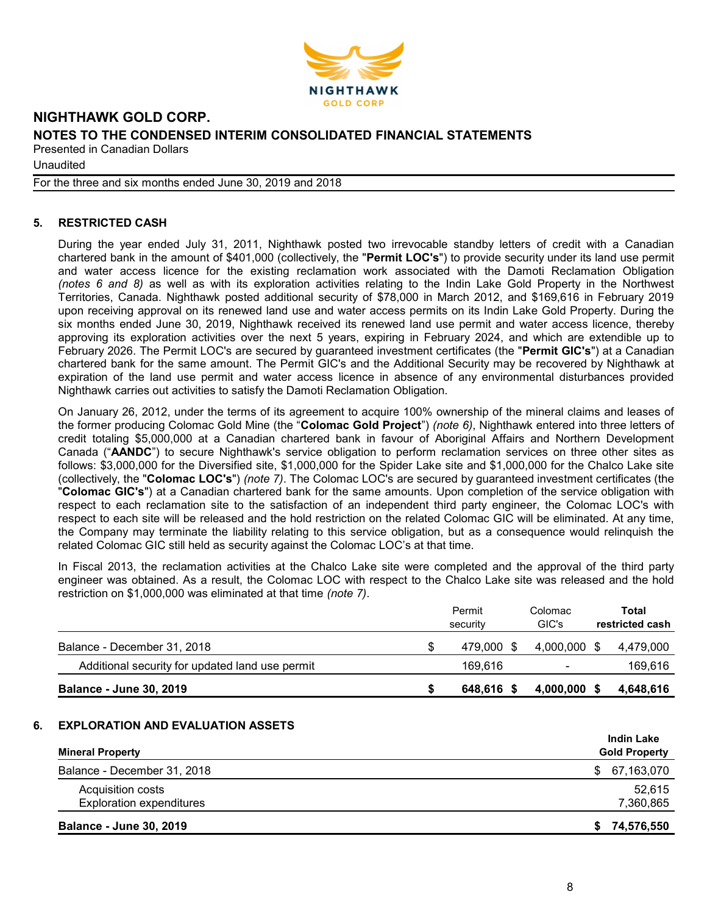## 5. RESTRICTED CASH

During the year ended July 31, 2011, Nighthawk posted two irrevocable standby letters of credit with a Canadian chartered bank in the amount of $401,000 (collectively, the "**Permit LOC's**") to provide security under its land use permit and water access licence for the existing reclamation work associated with the Damoti Reclamation Obligation *(notes 6 and 8)* as well as with its exploration activities relating to the Indin Lake Gold Property in the Northwest Territories, Canada. Nighthawk posted additional security of $78,000 in March 2012, and $169,616 in February 2019 upon receiving approval on its renewed land use and water access permits on its Indin Lake Gold Property. During the six months ended June 30, 2019, Nighthawk received its renewed land use permit and water access licence, thereby approving its exploration activities over the next 5 years, expiring in February 2024, and which are extendible up to February 2026. The Permit LOC's are secured by guaranteed investment certificates (the "**Permit GIC's**") at a Canadian chartered bank for the same amount. The Permit GIC's and the Additional Security may be recovered by Nighthawk at expiration of the land use permit and water access licence in absence of any environmental disturbances provided Nighthawk carries out activities to satisfy the Damoti Reclamation Obligation.

On January 26, 2012, under the terms of its agreement to acquire 100% ownership of the mineral claims and leases of the former producing Colomac Gold Mine (the "**Colomac Gold Project**") *(note 6)*, Nighthawk entered into three letters of credit totaling $5,000,000 at a Canadian chartered bank in favour of Aboriginal Affairs and Northern Development Canada ("**AANDC**") to secure Nighthawk's service obligation to perform reclamation services on three other sites as follows: $3,000,000 for the Diversified site, $1,000,000 for the Spider Lake site and $1,000,000 for the Chalco Lake site (collectively, the "**Colomac LOC's**") *(note 7)*. The Colomac LOC's are secured by guaranteed investment certificates (the "**Colomac GIC's**") at a Canadian chartered bank for the same amounts. Upon completion of the service obligation with respect to each reclamation site to the satisfaction of an independent third party engineer, the Colomac LOC's with respect to each site will be released and the hold restriction on the related Colomac GIC will be eliminated. At any time, the Company may terminate the liability relating to this service obligation, but as a consequence would relinquish the related Colomac GIC still held as security against the Colomac LOC's at that time.

In Fiscal 2013, the reclamation activities at the Chalco Lake site were completed and the approval of the third party engineer was obtained. As a result, the Colomac LOC with respect to the Chalco Lake site was released and the hold restriction on $1,000,000 was eliminated at that time *(note 7)*.

| | Permit security | Colomac GIC's | **Total restricted cash** |
|---|---|---|---|
| Balance - December 31, 2018 | $ 479,000 | $ 4,000,000 | $ 4,479,000 |
| Additional security for updated land use permit | 169,616 | - | 169,616 |
| **Balance - June 30, 2019** | **$ 648,616** | **$ 4,000,000** | **$ 4,648,616** |

## 6. EXPLORATION AND EVALUATION ASSETS

| **Mineral Property** | **Indin Lake Gold Property** |
|---|---|
| Balance - December 31, 2018 | $ 67,163,070 |
| Acquisition costs | 52,615 |
| Exploration expenditures | 7,360,865 |
| **Balance - June 30, 2019** | **$ 74,576,550** |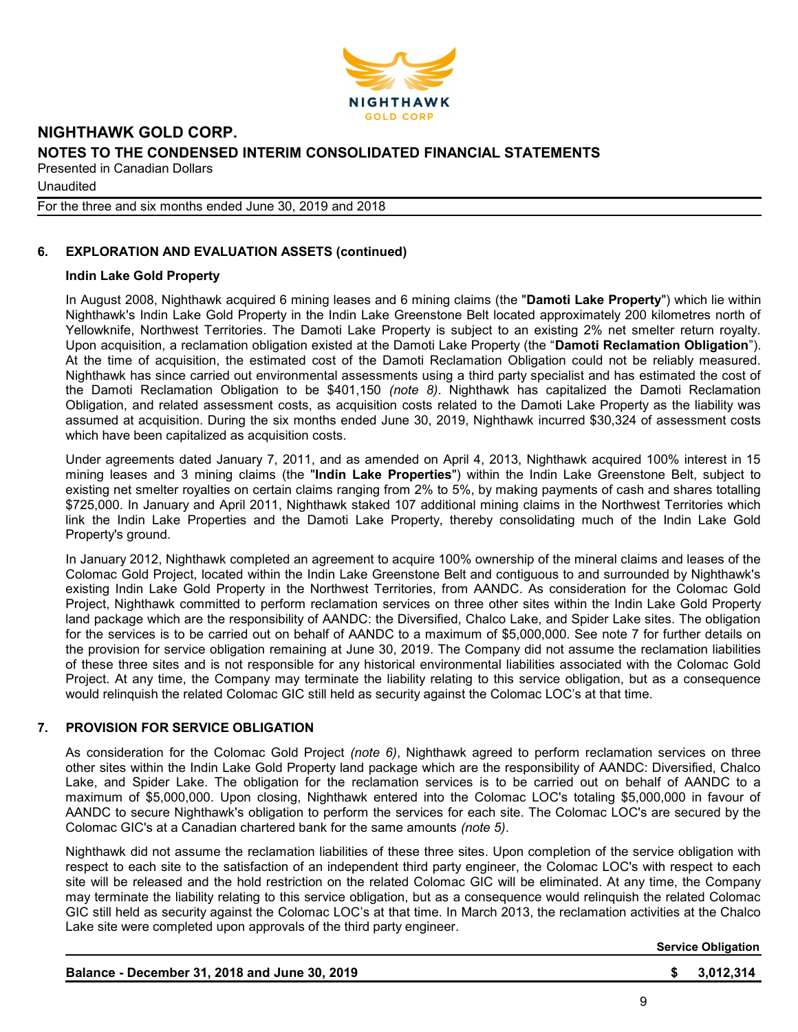## 6. EXPLORATION AND EVALUATION ASSETS (continued)

### Indin Lake Gold Property

In August 2008, Nighthawk acquired 6 mining leases and 6 mining claims (the "**Damoti Lake Property**") which lie within Nighthawk's Indin Lake Gold Property in the Indin Lake Greenstone Belt located approximately 200 kilometres north of Yellowknife, Northwest Territories. The Damoti Lake Property is subject to an existing 2% net smelter return royalty. Upon acquisition, a reclamation obligation existed at the Damoti Lake Property (the "**Damoti Reclamation Obligation**"). At the time of acquisition, the estimated cost of the Damoti Reclamation Obligation could not be reliably measured. Nighthawk has since carried out environmental assessments using a third party specialist and has estimated the cost of the Damoti Reclamation Obligation to be $401,150 *(note 8)*. Nighthawk has capitalized the Damoti Reclamation Obligation, and related assessment costs, as acquisition costs related to the Damoti Lake Property as the liability was assumed at acquisition. During the six months ended June 30, 2019, Nighthawk incurred $30,324 of assessment costs which have been capitalized as acquisition costs.

Under agreements dated January 7, 2011, and as amended on April 4, 2013, Nighthawk acquired 100% interest in 15 mining leases and 3 mining claims (the "**Indin Lake Properties**") within the Indin Lake Greenstone Belt, subject to existing net smelter royalties on certain claims ranging from 2% to 5%, by making payments of cash and shares totalling $725,000. In January and April 2011, Nighthawk staked 107 additional mining claims in the Northwest Territories which link the Indin Lake Properties and the Damoti Lake Property, thereby consolidating much of the Indin Lake Gold Property's ground.

In January 2012, Nighthawk completed an agreement to acquire 100% ownership of the mineral claims and leases of the Colomac Gold Project, located within the Indin Lake Greenstone Belt and contiguous to and surrounded by Nighthawk's existing Indin Lake Gold Property in the Northwest Territories, from AANDC. As consideration for the Colomac Gold Project, Nighthawk committed to perform reclamation services on three other sites within the Indin Lake Gold Property land package which are the responsibility of AANDC: the Diversified, Chalco Lake, and Spider Lake sites. The obligation for the services is to be carried out on behalf of AANDC to a maximum of $5,000,000. See note 7 for further details on the provision for service obligation remaining at June 30, 2019. The Company did not assume the reclamation liabilities of these three sites and is not responsible for any historical environmental liabilities associated with the Colomac Gold Project. At any time, the Company may terminate the liability relating to this service obligation, but as a consequence would relinquish the related Colomac GIC still held as security against the Colomac LOC's at that time.

## 7. PROVISION FOR SERVICE OBLIGATION

As consideration for the Colomac Gold Project *(note 6)*, Nighthawk agreed to perform reclamation services on three other sites within the Indin Lake Gold Property land package which are the responsibility of AANDC: Diversified, Chalco Lake, and Spider Lake. The obligation for the reclamation services is to be carried out on behalf of AANDC to a maximum of $5,000,000. Upon closing, Nighthawk entered into the Colomac LOC's totaling $5,000,000 in favour of AANDC to secure Nighthawk's obligation to perform the services for each site. The Colomac LOC's are secured by the Colomac GIC's at a Canadian chartered bank for the same amounts *(note 5)*.

Nighthawk did not assume the reclamation liabilities of these three sites. Upon completion of the service obligation with respect to each site to the satisfaction of an independent third party engineer, the Colomac LOC's with respect to each site will be released and the hold restriction on the related Colomac GIC will be eliminated. At any time, the Company may terminate the liability relating to this service obligation, but as a consequence would relinquish the related Colomac GIC still held as security against the Colomac LOC's at that time. In March 2013, the reclamation activities at the Chalco Lake site were completed upon approvals of the third party engineer.

| | Service Obligation |
|---|---|
| **Balance - December 31, 2018 and June 30, 2019** | **$ 3,012,314** |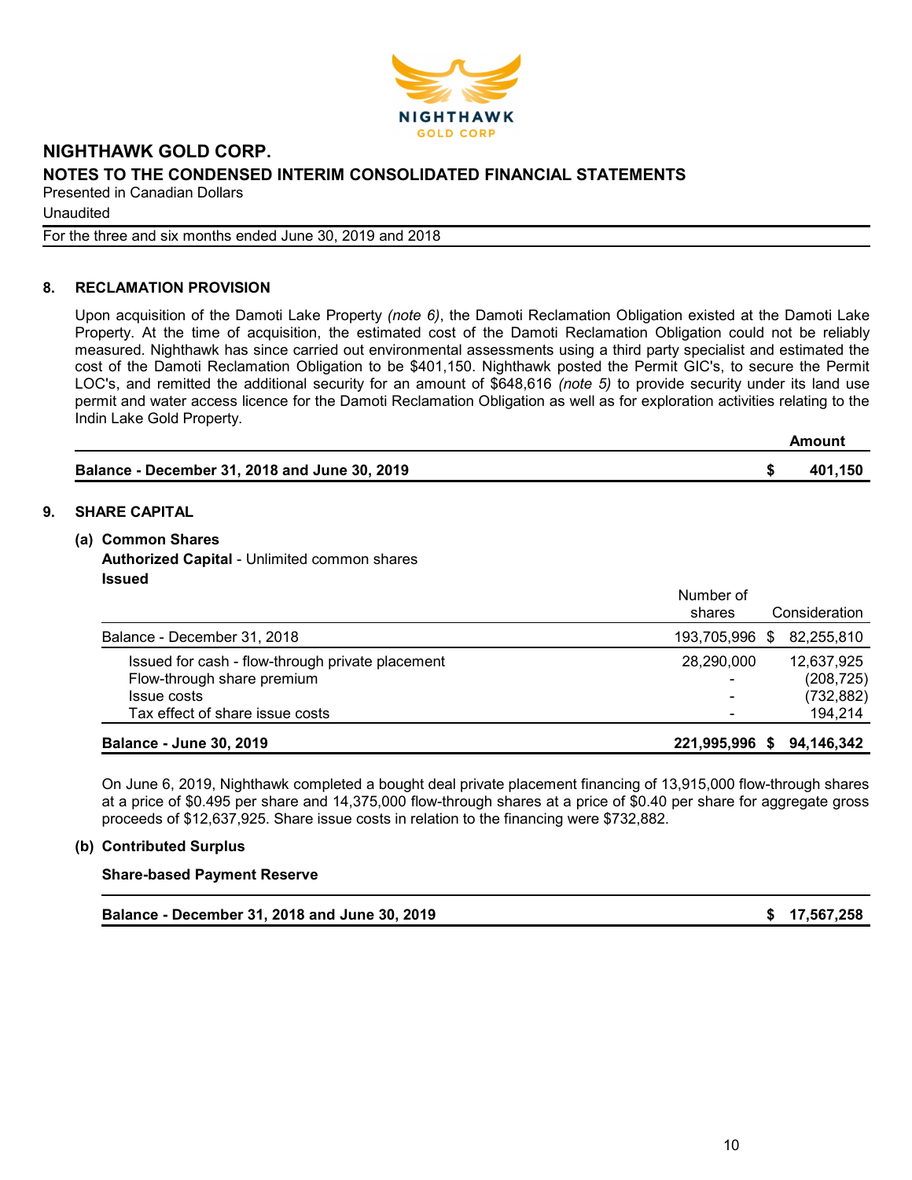## 8. RECLAMATION PROVISION

Upon acquisition of the Damoti Lake Property *(note 6)*, the Damoti Reclamation Obligation existed at the Damoti Lake Property. At the time of acquisition, the estimated cost of the Damoti Reclamation Obligation could not be reliably measured. Nighthawk has since carried out environmental assessments using a third party specialist and estimated the cost of the Damoti Reclamation Obligation to be $401,150. Nighthawk posted the Permit GIC's, to secure the Permit LOC's, and remitted the additional security for an amount of $648,616 *(note 5)* to provide security under its land use permit and water access licence for the Damoti Reclamation Obligation as well as for exploration activities relating to the Indin Lake Gold Property.

| | | Amount |
|---|---|---|
| **Balance - December 31, 2018 and June 30, 2019** | **$** | **401,150** |

## 9. SHARE CAPITAL

### (a) Common Shares

**Authorized Capital** - Unlimited common shares

**Issued**

| | Number of shares | | Consideration |
|---|---|---|---|
| Balance - December 31, 2018 | 193,705,996 | $ | 82,255,810 |
| Issued for cash - flow-through private placement | 28,290,000 | | 12,637,925 |
| Flow-through share premium | - | | (208,725) |
| Issue costs | - | | (732,882) |
| Tax effect of share issue costs | - | | 194,214 |
| **Balance - June 30, 2019** | **221,995,996** | **$** | **94,146,342** |

On June 6, 2019, Nighthawk completed a bought deal private placement financing of 13,915,000 flow-through shares at a price of $0.495 per share and 14,375,000 flow-through shares at a price of $0.40 per share for aggregate gross proceeds of $12,637,925. Share issue costs in relation to the financing were $732,882.

### (b) Contributed Surplus

**Share-based Payment Reserve**

| | | |
|---|---|---|
| **Balance - December 31, 2018 and June 30, 2019** | **$** | **17,567,258** |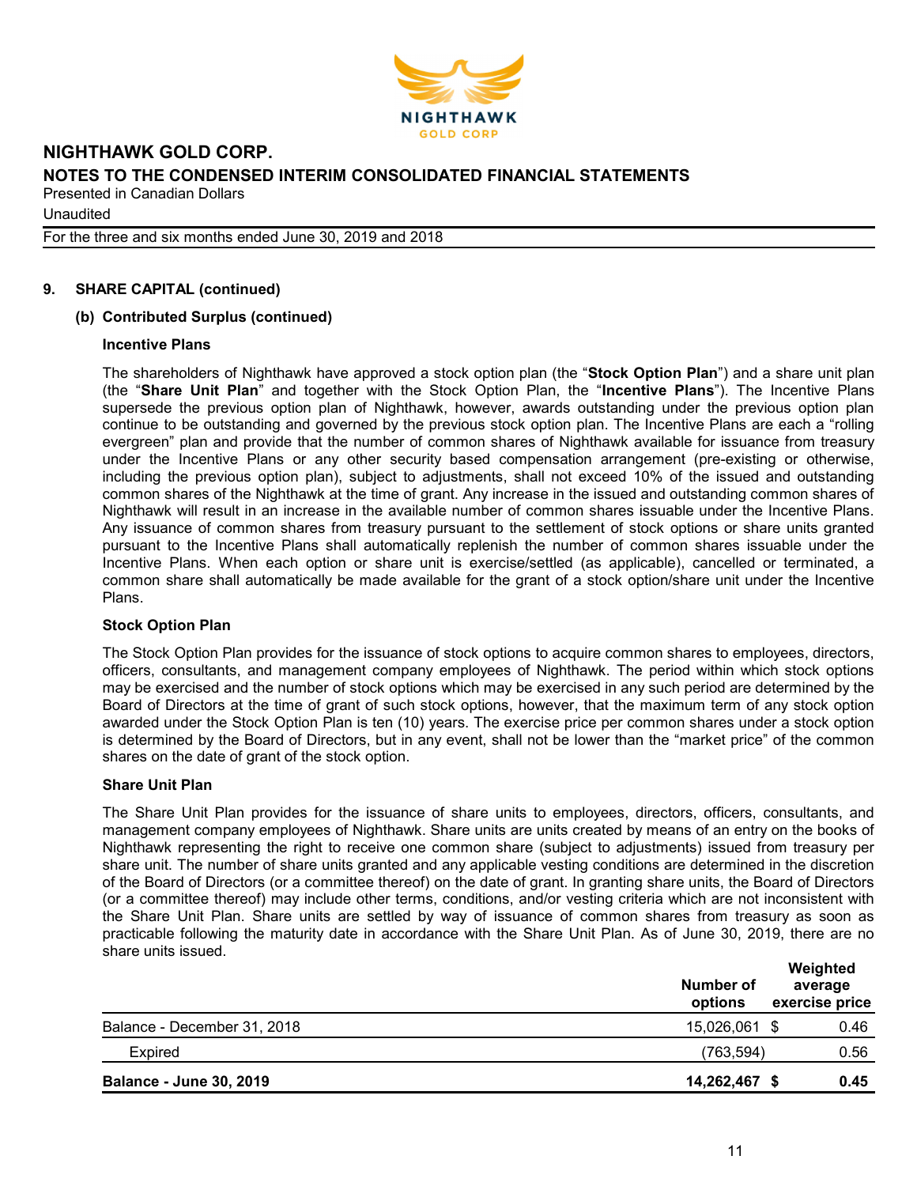## 9. SHARE CAPITAL (continued)

### (b) Contributed Surplus (continued)

**Incentive Plans**

The shareholders of Nighthawk have approved a stock option plan (the "**Stock Option Plan**") and a share unit plan (the "**Share Unit Plan**" and together with the Stock Option Plan, the "**Incentive Plans**"). The Incentive Plans supersede the previous option plan of Nighthawk, however, awards outstanding under the previous option plan continue to be outstanding and governed by the previous stock option plan. The Incentive Plans are each a "rolling evergreen" plan and provide that the number of common shares of Nighthawk available for issuance from treasury under the Incentive Plans or any other security based compensation arrangement (pre-existing or otherwise, including the previous option plan), subject to adjustments, shall not exceed 10% of the issued and outstanding common shares of the Nighthawk at the time of grant. Any increase in the issued and outstanding common shares of Nighthawk will result in an increase in the available number of common shares issuable under the Incentive Plans. Any issuance of common shares from treasury pursuant to the settlement of stock options or share units granted pursuant to the Incentive Plans shall automatically replenish the number of common shares issuable under the Incentive Plans. When each option or share unit is exercise/settled (as applicable), cancelled or terminated, a common share shall automatically be made available for the grant of a stock option/share unit under the Incentive Plans.

**Stock Option Plan**

The Stock Option Plan provides for the issuance of stock options to acquire common shares to employees, directors, officers, consultants, and management company employees of Nighthawk. The period within which stock options may be exercised and the number of stock options which may be exercised in any such period are determined by the Board of Directors at the time of grant of such stock options, however, that the maximum term of any stock option awarded under the Stock Option Plan is ten (10) years. The exercise price per common shares under a stock option is determined by the Board of Directors, but in any event, shall not be lower than the "market price" of the common shares on the date of grant of the stock option.

**Share Unit Plan**

The Share Unit Plan provides for the issuance of share units to employees, directors, officers, consultants, and management company employees of Nighthawk. Share units are units created by means of an entry on the books of Nighthawk representing the right to receive one common share (subject to adjustments) issued from treasury per share unit. The number of share units granted and any applicable vesting conditions are determined in the discretion of the Board of Directors (or a committee thereof) on the date of grant. In granting share units, the Board of Directors (or a committee thereof) may include other terms, conditions, and/or vesting criteria which are not inconsistent with the Share Unit Plan. Share units are settled by way of issuance of common shares from treasury as soon as practicable following the maturity date in accordance with the Share Unit Plan. As of June 30, 2019, there are no share units issued.

| | Number of options | Weighted average exercise price |
|---|---|---|
| Balance - December 31, 2018 | 15,026,061 | $ 0.46 |
| Expired | (763,594) | 0.56 |
| **Balance - June 30, 2019** | **14,262,467** | **$ 0.45** |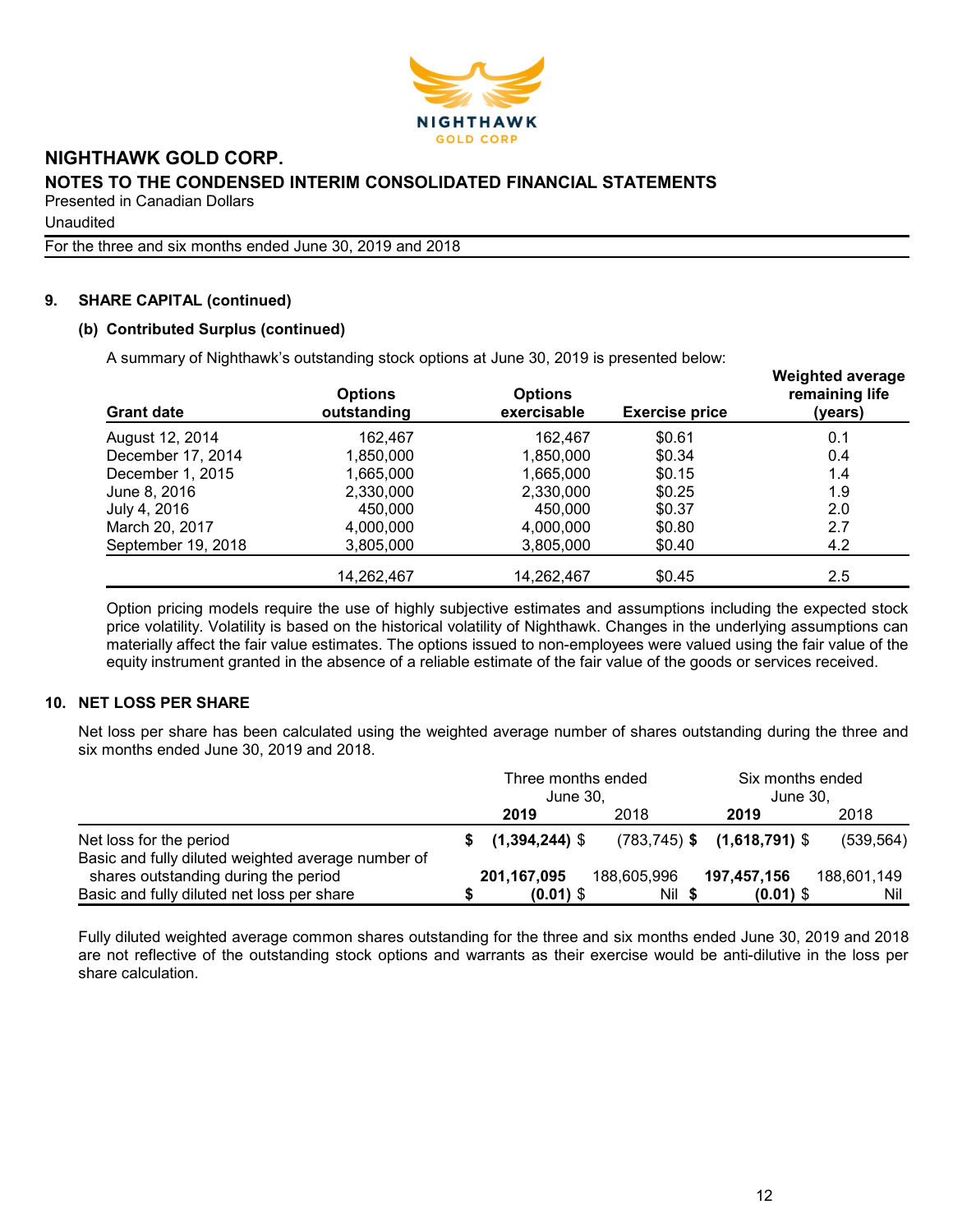## 9. SHARE CAPITAL (continued)

### (b) Contributed Surplus (continued)

A summary of Nighthawk's outstanding stock options at June 30, 2019 is presented below:

| Grant date | Options outstanding | Options exercisable | Exercise price | Weighted average remaining life (years) |
|---|---|---|---|---|
| August 12, 2014 | 162,467 | 162,467 | $0.61 | 0.1 |
| December 17, 2014 | 1,850,000 | 1,850,000 | $0.34 | 0.4 |
| December 1, 2015 | 1,665,000 | 1,665,000 | $0.15 | 1.4 |
| June 8, 2016 | 2,330,000 | 2,330,000 | $0.25 | 1.9 |
| July 4, 2016 | 450,000 | 450,000 | $0.37 | 2.0 |
| March 20, 2017 | 4,000,000 | 4,000,000 | $0.80 | 2.7 |
| September 19, 2018 | 3,805,000 | 3,805,000 | $0.40 | 4.2 |
| | 14,262,467 | 14,262,467 | $0.45 | 2.5 |

Option pricing models require the use of highly subjective estimates and assumptions including the expected stock price volatility. Volatility is based on the historical volatility of Nighthawk. Changes in the underlying assumptions can materially affect the fair value estimates. The options issued to non-employees were valued using the fair value of the equity instrument granted in the absence of a reliable estimate of the fair value of the goods or services received.

## 10. NET LOSS PER SHARE

Net loss per share has been calculated using the weighted average number of shares outstanding during the three and six months ended June 30, 2019 and 2018.

| | Three months ended June 30, | | Six months ended June 30, | |
|---|---|---|---|---|
| | **2019** | 2018 | **2019** | 2018 |
| Net loss for the period | **$ (1,394,244)** | $ (783,745) | **$ (1,618,791)** | $ (539,564) |
| Basic and fully diluted weighted average number of shares outstanding during the period | **201,167,095** | 188,605,996 | **197,457,156** | 188,601,149 |
| Basic and fully diluted net loss per share | **$ (0.01)** | $ Nil | **$ (0.01)** | $ Nil |

Fully diluted weighted average common shares outstanding for the three and six months ended June 30, 2019 and 2018 are not reflective of the outstanding stock options and warrants as their exercise would be anti-dilutive in the loss per share calculation.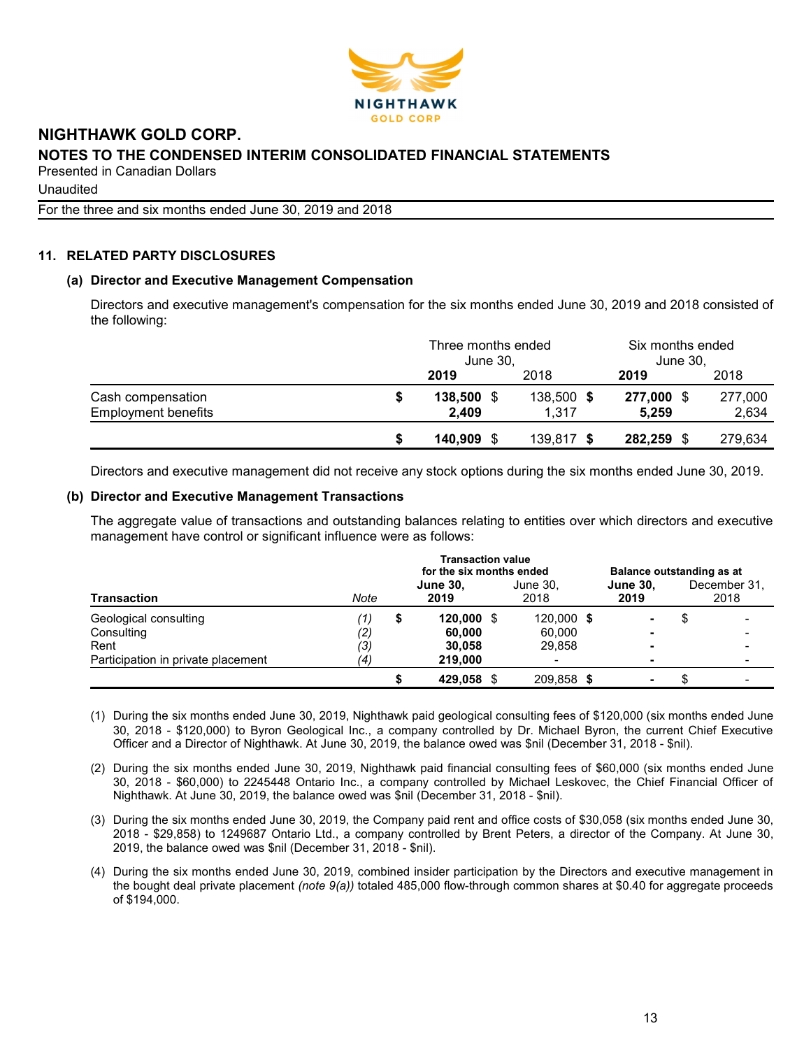## 11. RELATED PARTY DISCLOSURES

### (a) Director and Executive Management Compensation

Directors and executive management's compensation for the six months ended June 30, 2019 and 2018 consisted of the following:

| | Three months ended June 30, | | Six months ended June 30, | |
|---|---|---|---|---|
| | **2019** | 2018 | **2019** | 2018 |
| Cash compensation | **$ 138,500** | $ 138,500 | **$ 277,000** | $ 277,000 |
| Employment benefits | **2,409** | 1,317 | **5,259** | 2,634 |
| | **$ 140,909** | $ 139,817 | **$ 282,259** | $ 279,634 |

Directors and executive management did not receive any stock options during the six months ended June 30, 2019.

### (b) Director and Executive Management Transactions

The aggregate value of transactions and outstanding balances relating to entities over which directors and executive management have control or significant influence were as follows:

| | | **Transaction value for the six months ended** | | **Balance outstanding as at** | |
|---|---|---|---|---|---|
| **Transaction** | *Note* | **June 30, 2019** | June 30, 2018 | **June 30, 2019** | December 31, 2018 |
| Geological consulting | *(1)* | **$ 120,000** | $ 120,000 | **$ -** | $ - |
| Consulting | *(2)* | **60,000** | 60,000 | **-** | - |
| Rent | *(3)* | **30,058** | 29,858 | **-** | - |
| Participation in private placement | *(4)* | **219,000** | - | **-** | - |
| | | **$ 429,058** | $ 209,858 | **$ -** | $ - |

(1) During the six months ended June 30, 2019, Nighthawk paid geological consulting fees of $120,000 (six months ended June 30, 2018 - $120,000) to Byron Geological Inc., a company controlled by Dr. Michael Byron, the current Chief Executive Officer and a Director of Nighthawk. At June 30, 2019, the balance owed was $nil (December 31, 2018 - $nil).

(2) During the six months ended June 30, 2019, Nighthawk paid financial consulting fees of $60,000 (six months ended June 30, 2018 - $60,000) to 2245448 Ontario Inc., a company controlled by Michael Leskovec, the Chief Financial Officer of Nighthawk. At June 30, 2019, the balance owed was $nil (December 31, 2018 - $nil).

(3) During the six months ended June 30, 2019, the Company paid rent and office costs of $30,058 (six months ended June 30, 2018 - $29,858) to 1249687 Ontario Ltd., a company controlled by Brent Peters, a director of the Company. At June 30, 2019, the balance owed was $nil (December 31, 2018 - $nil).

(4) During the six months ended June 30, 2019, combined insider participation by the Directors and executive management in the bought deal private placement *(note 9(a))* totaled 485,000 flow-through common shares at $0.40 for aggregate proceeds of $194,000.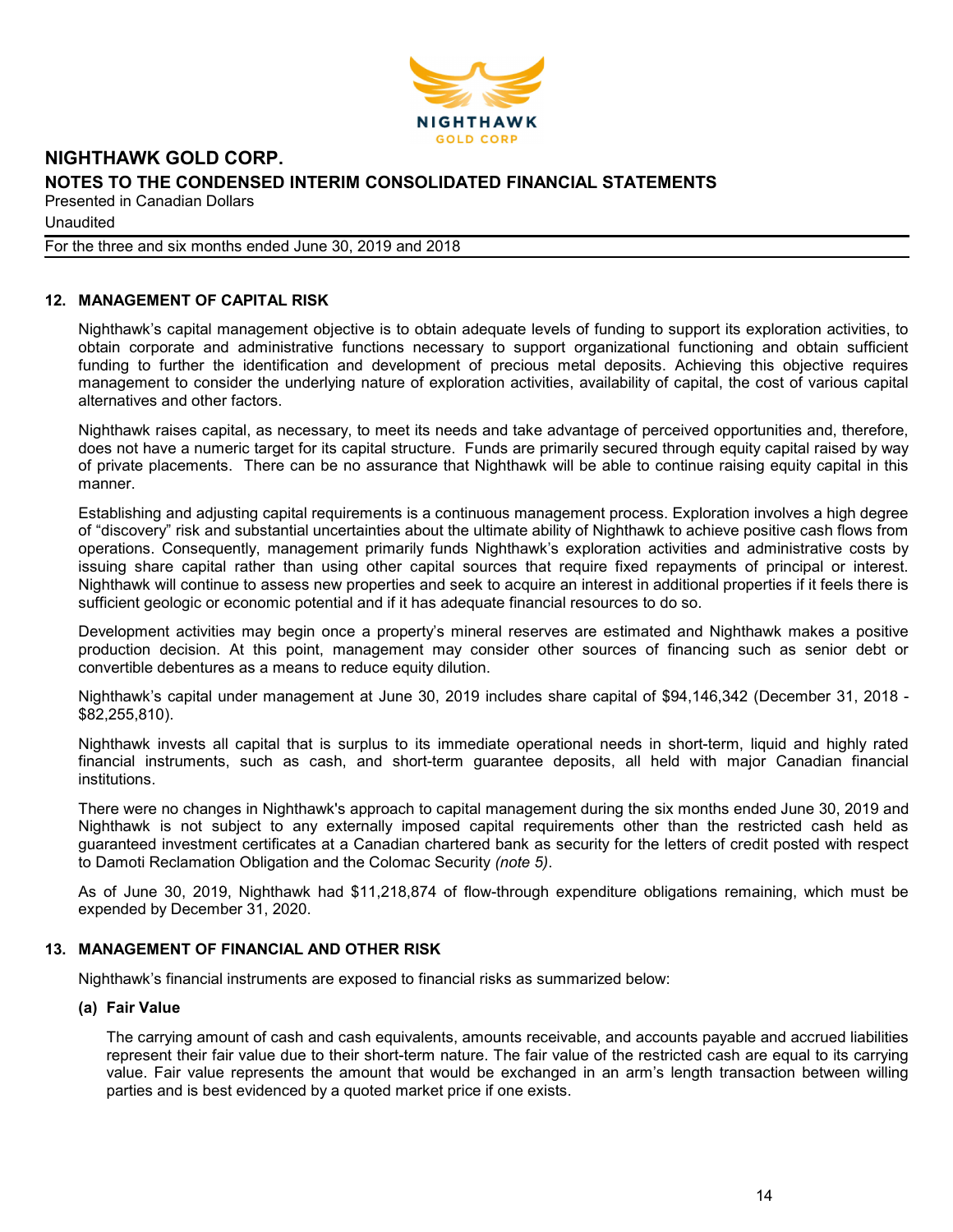## 12. MANAGEMENT OF CAPITAL RISK

Nighthawk's capital management objective is to obtain adequate levels of funding to support its exploration activities, to obtain corporate and administrative functions necessary to support organizational functioning and obtain sufficient funding to further the identification and development of precious metal deposits. Achieving this objective requires management to consider the underlying nature of exploration activities, availability of capital, the cost of various capital alternatives and other factors.

Nighthawk raises capital, as necessary, to meet its needs and take advantage of perceived opportunities and, therefore, does not have a numeric target for its capital structure. Funds are primarily secured through equity capital raised by way of private placements. There can be no assurance that Nighthawk will be able to continue raising equity capital in this manner.

Establishing and adjusting capital requirements is a continuous management process. Exploration involves a high degree of "discovery" risk and substantial uncertainties about the ultimate ability of Nighthawk to achieve positive cash flows from operations. Consequently, management primarily funds Nighthawk's exploration activities and administrative costs by issuing share capital rather than using other capital sources that require fixed repayments of principal or interest. Nighthawk will continue to assess new properties and seek to acquire an interest in additional properties if it feels there is sufficient geologic or economic potential and if it has adequate financial resources to do so.

Development activities may begin once a property's mineral reserves are estimated and Nighthawk makes a positive production decision. At this point, management may consider other sources of financing such as senior debt or convertible debentures as a means to reduce equity dilution.

Nighthawk's capital under management at June 30, 2019 includes share capital of $94,146,342 (December 31, 2018 - $82,255,810).

Nighthawk invests all capital that is surplus to its immediate operational needs in short-term, liquid and highly rated financial instruments, such as cash, and short-term guarantee deposits, all held with major Canadian financial institutions.

There were no changes in Nighthawk's approach to capital management during the six months ended June 30, 2019 and Nighthawk is not subject to any externally imposed capital requirements other than the restricted cash held as guaranteed investment certificates at a Canadian chartered bank as security for the letters of credit posted with respect to Damoti Reclamation Obligation and the Colomac Security *(note 5)*.

As of June 30, 2019, Nighthawk had $11,218,874 of flow-through expenditure obligations remaining, which must be expended by December 31, 2020.

## 13. MANAGEMENT OF FINANCIAL AND OTHER RISK

Nighthawk's financial instruments are exposed to financial risks as summarized below:

### (a) Fair Value

The carrying amount of cash and cash equivalents, amounts receivable, and accounts payable and accrued liabilities represent their fair value due to their short-term nature. The fair value of the restricted cash are equal to its carrying value. Fair value represents the amount that would be exchanged in an arm's length transaction between willing parties and is best evidenced by a quoted market price if one exists.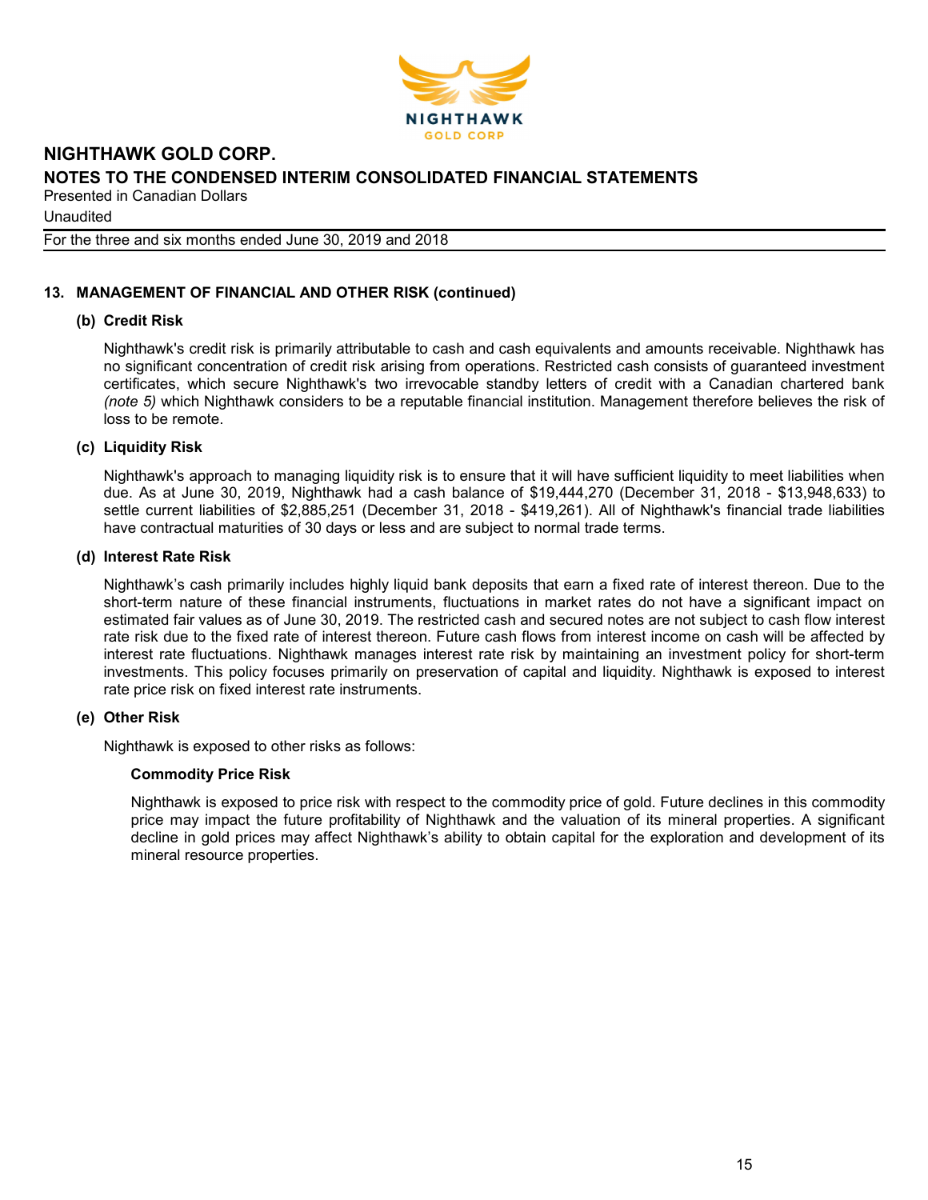## 13. MANAGEMENT OF FINANCIAL AND OTHER RISK (continued)

### (b) Credit Risk

Nighthawk's credit risk is primarily attributable to cash and cash equivalents and amounts receivable. Nighthawk has no significant concentration of credit risk arising from operations. Restricted cash consists of guaranteed investment certificates, which secure Nighthawk's two irrevocable standby letters of credit with a Canadian chartered bank *(note 5)* which Nighthawk considers to be a reputable financial institution. Management therefore believes the risk of loss to be remote.

### (c) Liquidity Risk

Nighthawk's approach to managing liquidity risk is to ensure that it will have sufficient liquidity to meet liabilities when due. As at June 30, 2019, Nighthawk had a cash balance of $19,444,270 (December 31, 2018 - $13,948,633) to settle current liabilities of $2,885,251 (December 31, 2018 - $419,261). All of Nighthawk's financial trade liabilities have contractual maturities of 30 days or less and are subject to normal trade terms.

### (d) Interest Rate Risk

Nighthawk's cash primarily includes highly liquid bank deposits that earn a fixed rate of interest thereon. Due to the short-term nature of these financial instruments, fluctuations in market rates do not have a significant impact on estimated fair values as of June 30, 2019. The restricted cash and secured notes are not subject to cash flow interest rate risk due to the fixed rate of interest thereon. Future cash flows from interest income on cash will be affected by interest rate fluctuations. Nighthawk manages interest rate risk by maintaining an investment policy for short-term investments. This policy focuses primarily on preservation of capital and liquidity. Nighthawk is exposed to interest rate price risk on fixed interest rate instruments.

### (e) Other Risk

Nighthawk is exposed to other risks as follows:

**Commodity Price Risk**

Nighthawk is exposed to price risk with respect to the commodity price of gold. Future declines in this commodity price may impact the future profitability of Nighthawk and the valuation of its mineral properties. A significant decline in gold prices may affect Nighthawk's ability to obtain capital for the exploration and development of its mineral resource properties.